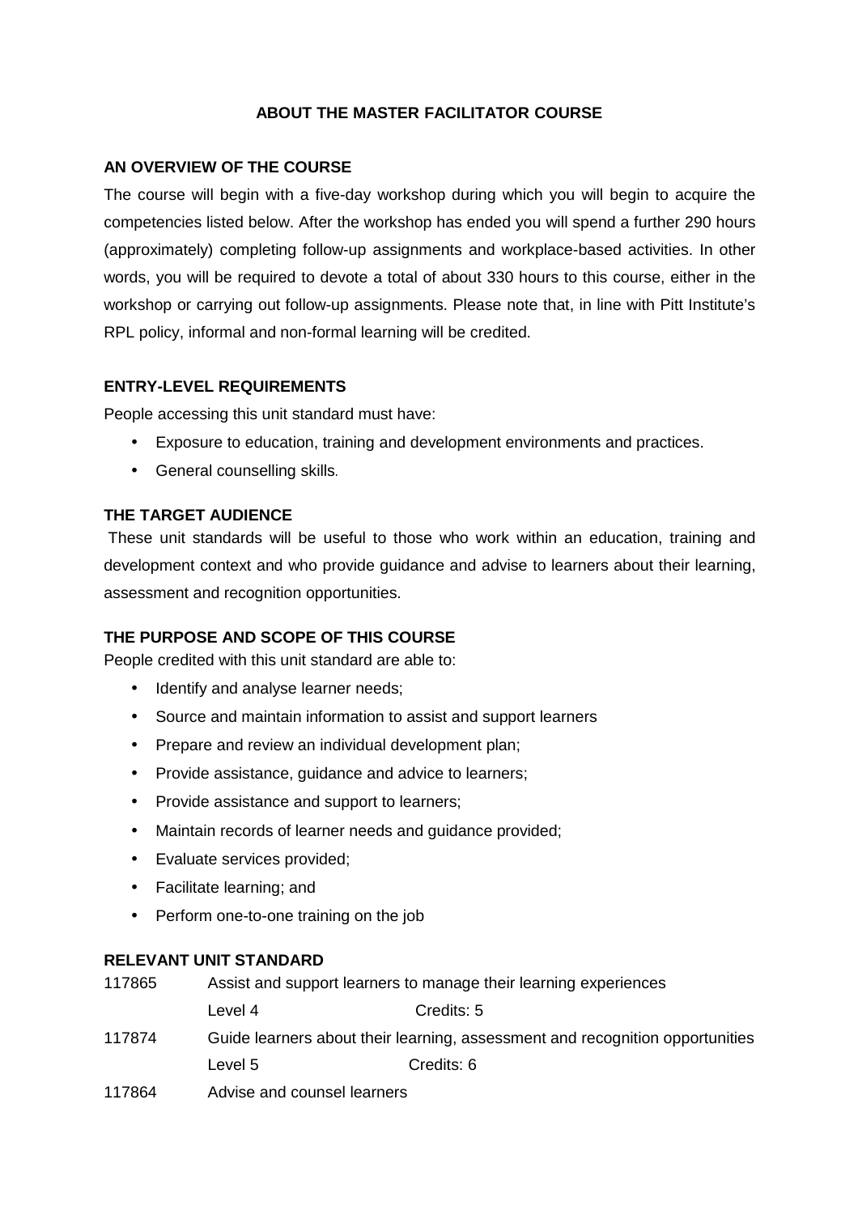# ABOUT THE MASTER FACILITATOR COURSE

## AN OVERVIEW OF THE COURSE

The course will begin with a five-day workshop during which you will begin to acquire the competencies listed below. After the workshop has ended you will spend a further 290 hours (approximately) completing follow-up assignments and workplace-based activities. In other words, you will be required to devote a total of about 330 hours to this course, either in the workshop or carrying out follow-up assignments. Please note that, in line with Pitt Institute's RPL policy, informal and non-formal learning will be credited.

## ENTRY-LEVEL REQUIREMENTS

People accessing this unit standard must have:

- Exposure to education, training and development environments and practices.
- General counselling skills.

## THE TARGET AUDIENCE

These unit standards will be useful to those who work within an education, training and development context and who provide guidance and advise to learners about their learning, assessment and recognition opportunities.

## THE PURPOSE AND SCOPE OF THIS COURSE

People credited with this unit standard are able to:

- Identify and analyse learner needs;
- Source and maintain information to assist and support learners
- Prepare and review an individual development plan;
- Provide assistance, guidance and advice to learners;
- Provide assistance and support to learners;
- Maintain records of learner needs and guidance provided;
- Evaluate services provided;
- Facilitate learning; and
- Perform one-to-one training on the job

## RELEVANT UNIT STANDARD

117865 Assist and support learners to manage their learning experiences
Level 4 Credits: 5

117874 Guide learners about their learning, assessment and recognition opportunities
Level 5 Credits: 6

117864 Advise and counsel learners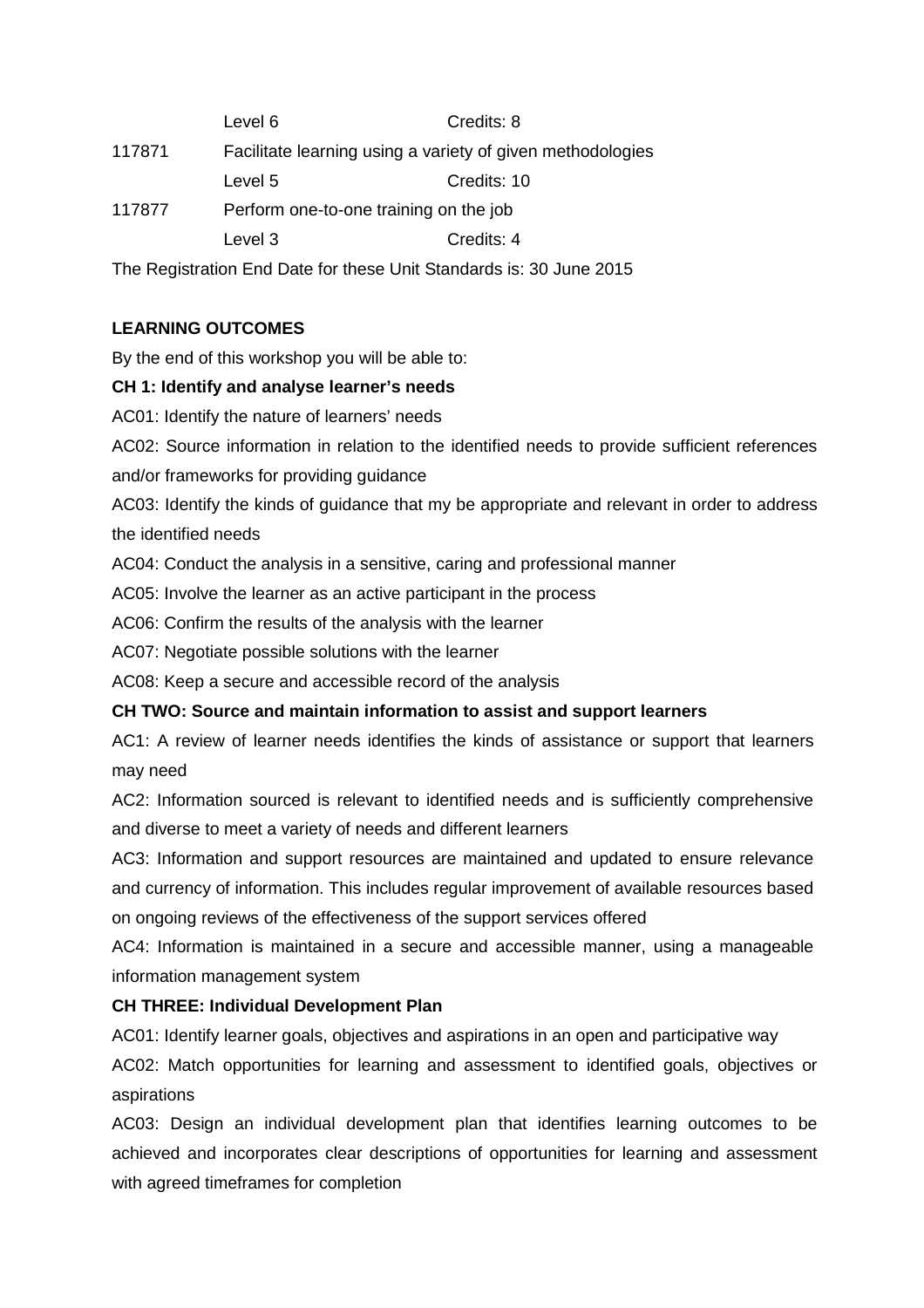| | | |
|---|---|---|
| | Level 6 | Credits: 8 |
| 117871 | Facilitate learning using a variety of given methodologies | |
| | Level 5 | Credits: 10 |
| 117877 | Perform one-to-one training on the job | |
| | Level 3 | Credits: 4 |

The Registration End Date for these Unit Standards is: 30 June 2015

**LEARNING OUTCOMES**

By the end of this workshop you will be able to:

**CH 1: Identify and analyse learner's needs**

AC01: Identify the nature of learners' needs

AC02: Source information in relation to the identified needs to provide sufficient references and/or frameworks for providing guidance

AC03: Identify the kinds of guidance that my be appropriate and relevant in order to address the identified needs

AC04: Conduct the analysis in a sensitive, caring and professional manner

AC05: Involve the learner as an active participant in the process

AC06: Confirm the results of the analysis with the learner

AC07: Negotiate possible solutions with the learner

AC08: Keep a secure and accessible record of the analysis

**CH TWO: Source and maintain information to assist and support learners**

AC1: A review of learner needs identifies the kinds of assistance or support that learners may need

AC2: Information sourced is relevant to identified needs and is sufficiently comprehensive and diverse to meet a variety of needs and different learners

AC3: Information and support resources are maintained and updated to ensure relevance and currency of information. This includes regular improvement of available resources based on ongoing reviews of the effectiveness of the support services offered

AC4: Information is maintained in a secure and accessible manner, using a manageable information management system

**CH THREE: Individual Development Plan**

AC01: Identify learner goals, objectives and aspirations in an open and participative way

AC02: Match opportunities for learning and assessment to identified goals, objectives or aspirations

AC03: Design an individual development plan that identifies learning outcomes to be achieved and incorporates clear descriptions of opportunities for learning and assessment with agreed timeframes for completion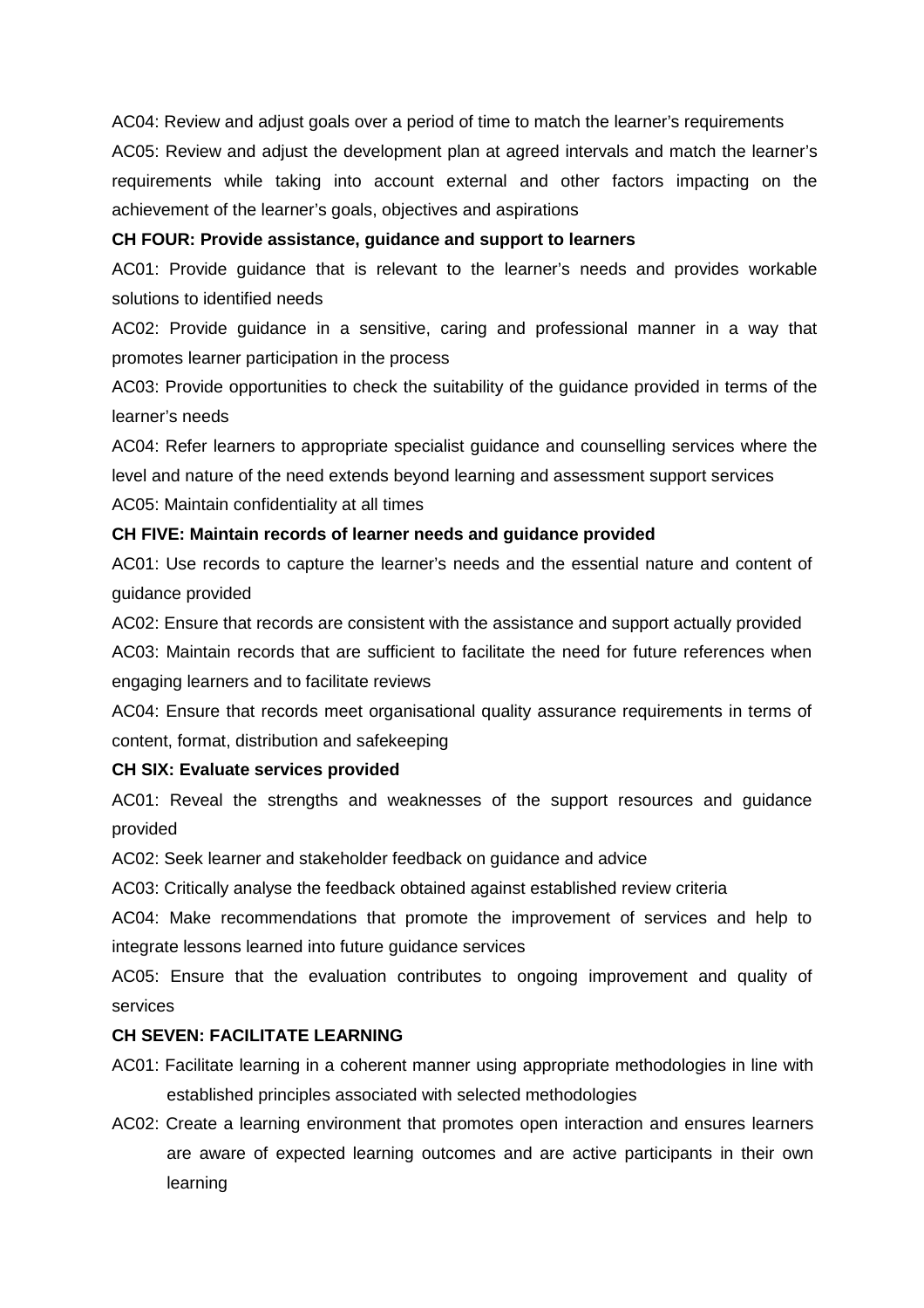AC04: Review and adjust goals over a period of time to match the learner's requirements

AC05: Review and adjust the development plan at agreed intervals and match the learner's requirements while taking into account external and other factors impacting on the achievement of the learner's goals, objectives and aspirations

**CH FOUR: Provide assistance, guidance and support to learners**

AC01: Provide guidance that is relevant to the learner's needs and provides workable solutions to identified needs

AC02: Provide guidance in a sensitive, caring and professional manner in a way that promotes learner participation in the process

AC03: Provide opportunities to check the suitability of the guidance provided in terms of the learner's needs

AC04: Refer learners to appropriate specialist guidance and counselling services where the level and nature of the need extends beyond learning and assessment support services

AC05: Maintain confidentiality at all times

**CH FIVE: Maintain records of learner needs and guidance provided**

AC01: Use records to capture the learner's needs and the essential nature and content of guidance provided

AC02: Ensure that records are consistent with the assistance and support actually provided

AC03: Maintain records that are sufficient to facilitate the need for future references when engaging learners and to facilitate reviews

AC04: Ensure that records meet organisational quality assurance requirements in terms of content, format, distribution and safekeeping

**CH SIX: Evaluate services provided**

AC01: Reveal the strengths and weaknesses of the support resources and guidance provided

AC02: Seek learner and stakeholder feedback on guidance and advice

AC03: Critically analyse the feedback obtained against established review criteria

AC04: Make recommendations that promote the improvement of services and help to integrate lessons learned into future guidance services

AC05: Ensure that the evaluation contributes to ongoing improvement and quality of services

**CH SEVEN: FACILITATE LEARNING**

AC01: Facilitate learning in a coherent manner using appropriate methodologies in line with established principles associated with selected methodologies

AC02: Create a learning environment that promotes open interaction and ensures learners are aware of expected learning outcomes and are active participants in their own learning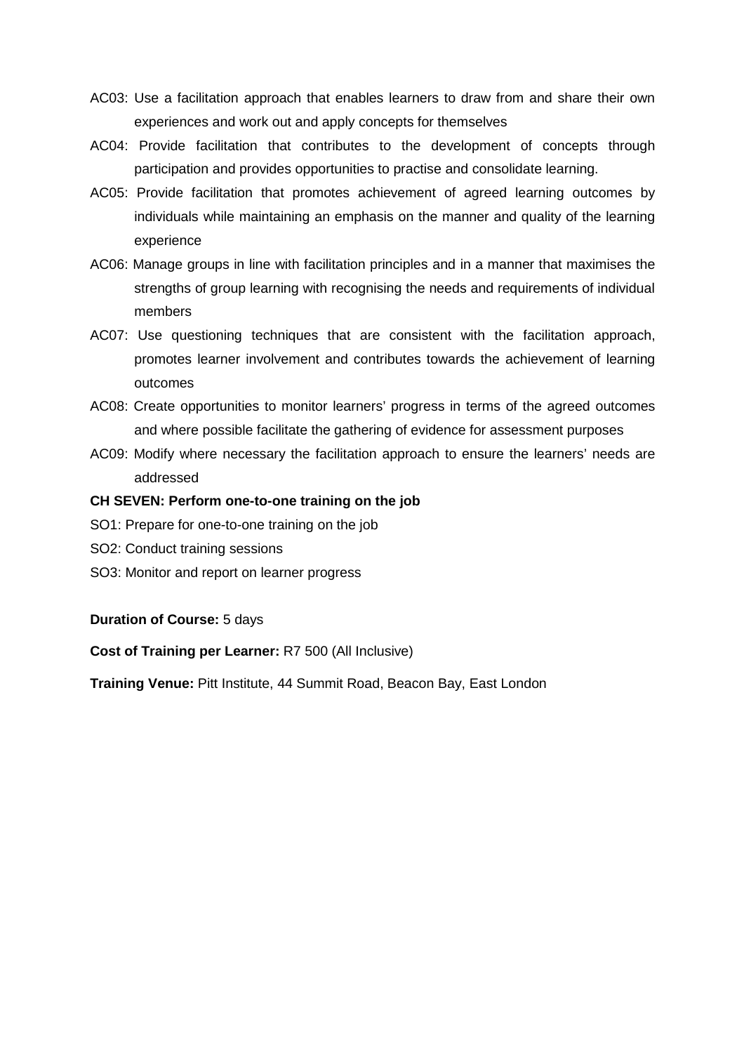AC03: Use a facilitation approach that enables learners to draw from and share their own experiences and work out and apply concepts for themselves

AC04: Provide facilitation that contributes to the development of concepts through participation and provides opportunities to practise and consolidate learning.

AC05: Provide facilitation that promotes achievement of agreed learning outcomes by individuals while maintaining an emphasis on the manner and quality of the learning experience

AC06: Manage groups in line with facilitation principles and in a manner that maximises the strengths of group learning with recognising the needs and requirements of individual members

AC07: Use questioning techniques that are consistent with the facilitation approach, promotes learner involvement and contributes towards the achievement of learning outcomes

AC08: Create opportunities to monitor learners' progress in terms of the agreed outcomes and where possible facilitate the gathering of evidence for assessment purposes

AC09: Modify where necessary the facilitation approach to ensure the learners' needs are addressed

**CH SEVEN: Perform one-to-one training on the job**

SO1: Prepare for one-to-one training on the job

SO2: Conduct training sessions

SO3: Monitor and report on learner progress

**Duration of Course:** 5 days

**Cost of Training per Learner:** R7 500 (All Inclusive)

**Training Venue:** Pitt Institute, 44 Summit Road, Beacon Bay, East London